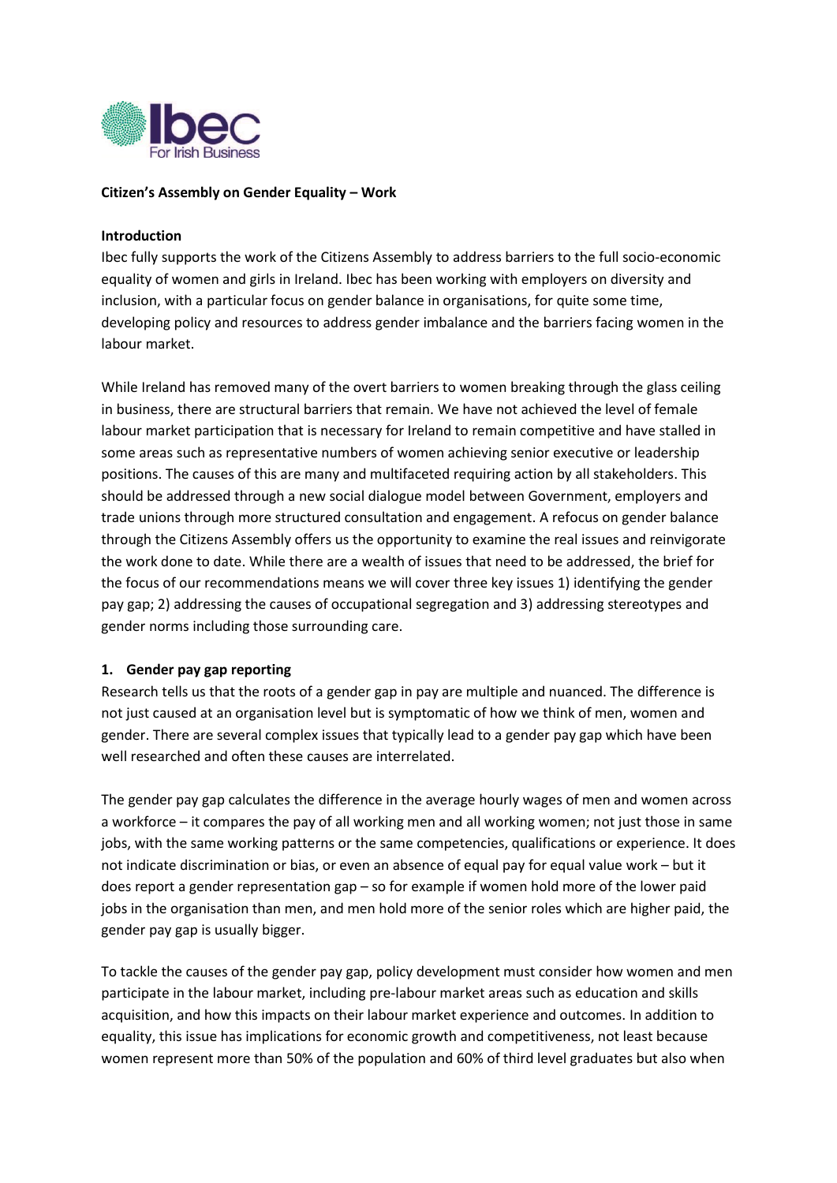**Citizen's Assembly on Gender Equality – Work**

**Introduction**

Ibec fully supports the work of the Citizens Assembly to address barriers to the full socio-economic equality of women and girls in Ireland. Ibec has been working with employers on diversity and inclusion, with a particular focus on gender balance in organisations, for quite some time, developing policy and resources to address gender imbalance and the barriers facing women in the labour market.

While Ireland has removed many of the overt barriers to women breaking through the glass ceiling in business, there are structural barriers that remain. We have not achieved the level of female labour market participation that is necessary for Ireland to remain competitive and have stalled in some areas such as representative numbers of women achieving senior executive or leadership positions. The causes of this are many and multifaceted requiring action by all stakeholders. This should be addressed through a new social dialogue model between Government, employers and trade unions through more structured consultation and engagement. A refocus on gender balance through the Citizens Assembly offers us the opportunity to examine the real issues and reinvigorate the work done to date. While there are a wealth of issues that need to be addressed, the brief for the focus of our recommendations means we will cover three key issues 1) identifying the gender pay gap; 2) addressing the causes of occupational segregation and 3) addressing stereotypes and gender norms including those surrounding care.

**1. Gender pay gap reporting**

Research tells us that the roots of a gender gap in pay are multiple and nuanced. The difference is not just caused at an organisation level but is symptomatic of how we think of men, women and gender. There are several complex issues that typically lead to a gender pay gap which have been well researched and often these causes are interrelated.

The gender pay gap calculates the difference in the average hourly wages of men and women across a workforce – it compares the pay of all working men and all working women; not just those in same jobs, with the same working patterns or the same competencies, qualifications or experience. It does not indicate discrimination or bias, or even an absence of equal pay for equal value work – but it does report a gender representation gap – so for example if women hold more of the lower paid jobs in the organisation than men, and men hold more of the senior roles which are higher paid, the gender pay gap is usually bigger.

To tackle the causes of the gender pay gap, policy development must consider how women and men participate in the labour market, including pre-labour market areas such as education and skills acquisition, and how this impacts on their labour market experience and outcomes. In addition to equality, this issue has implications for economic growth and competitiveness, not least because women represent more than 50% of the population and 60% of third level graduates but also when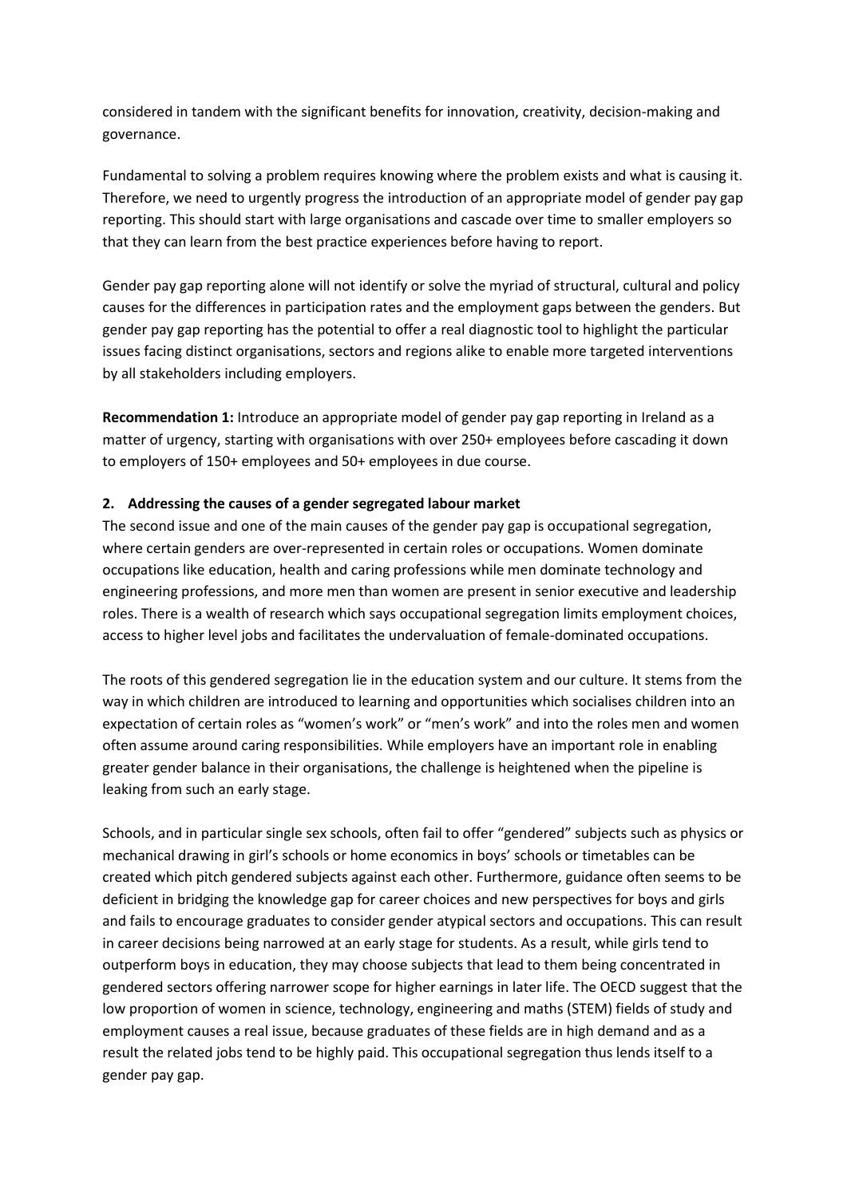considered in tandem with the significant benefits for innovation, creativity, decision-making and governance.

Fundamental to solving a problem requires knowing where the problem exists and what is causing it. Therefore, we need to urgently progress the introduction of an appropriate model of gender pay gap reporting. This should start with large organisations and cascade over time to smaller employers so that they can learn from the best practice experiences before having to report.

Gender pay gap reporting alone will not identify or solve the myriad of structural, cultural and policy causes for the differences in participation rates and the employment gaps between the genders. But gender pay gap reporting has the potential to offer a real diagnostic tool to highlight the particular issues facing distinct organisations, sectors and regions alike to enable more targeted interventions by all stakeholders including employers.

**Recommendation 1:** Introduce an appropriate model of gender pay gap reporting in Ireland as a matter of urgency, starting with organisations with over 250+ employees before cascading it down to employers of 150+ employees and 50+ employees in due course.

## 2. Addressing the causes of a gender segregated labour market

The second issue and one of the main causes of the gender pay gap is occupational segregation, where certain genders are over-represented in certain roles or occupations. Women dominate occupations like education, health and caring professions while men dominate technology and engineering professions, and more men than women are present in senior executive and leadership roles. There is a wealth of research which says occupational segregation limits employment choices, access to higher level jobs and facilitates the undervaluation of female-dominated occupations.

The roots of this gendered segregation lie in the education system and our culture. It stems from the way in which children are introduced to learning and opportunities which socialises children into an expectation of certain roles as "women's work" or "men's work" and into the roles men and women often assume around caring responsibilities. While employers have an important role in enabling greater gender balance in their organisations, the challenge is heightened when the pipeline is leaking from such an early stage.

Schools, and in particular single sex schools, often fail to offer "gendered" subjects such as physics or mechanical drawing in girl's schools or home economics in boys' schools or timetables can be created which pitch gendered subjects against each other. Furthermore, guidance often seems to be deficient in bridging the knowledge gap for career choices and new perspectives for boys and girls and fails to encourage graduates to consider gender atypical sectors and occupations. This can result in career decisions being narrowed at an early stage for students. As a result, while girls tend to outperform boys in education, they may choose subjects that lead to them being concentrated in gendered sectors offering narrower scope for higher earnings in later life. The OECD suggest that the low proportion of women in science, technology, engineering and maths (STEM) fields of study and employment causes a real issue, because graduates of these fields are in high demand and as a result the related jobs tend to be highly paid. This occupational segregation thus lends itself to a gender pay gap.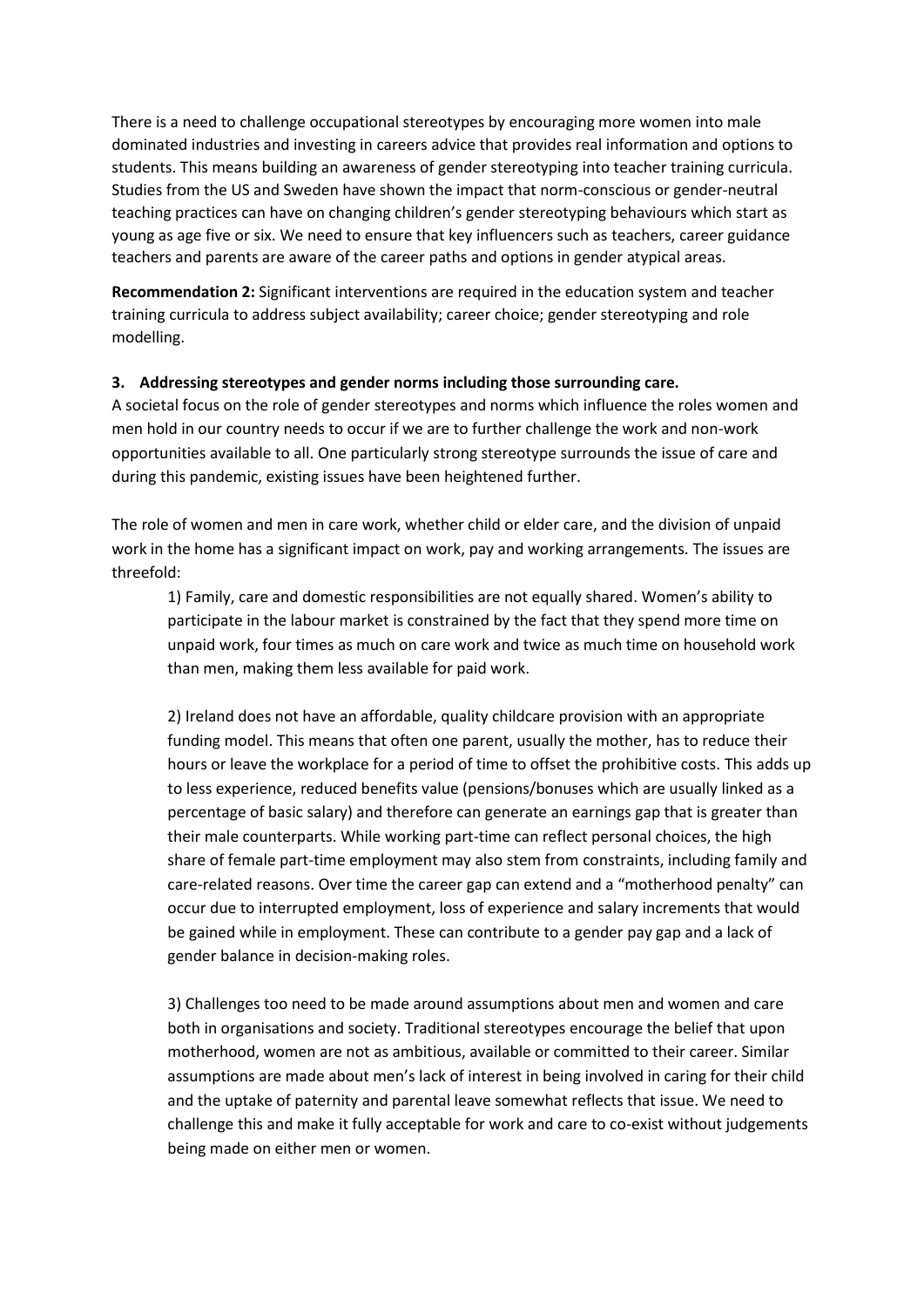There is a need to challenge occupational stereotypes by encouraging more women into male dominated industries and investing in careers advice that provides real information and options to students. This means building an awareness of gender stereotyping into teacher training curricula. Studies from the US and Sweden have shown the impact that norm-conscious or gender-neutral teaching practices can have on changing children's gender stereotyping behaviours which start as young as age five or six. We need to ensure that key influencers such as teachers, career guidance teachers and parents are aware of the career paths and options in gender atypical areas.

**Recommendation 2:** Significant interventions are required in the education system and teacher training curricula to address subject availability; career choice; gender stereotyping and role modelling.

**3. Addressing stereotypes and gender norms including those surrounding care.**

A societal focus on the role of gender stereotypes and norms which influence the roles women and men hold in our country needs to occur if we are to further challenge the work and non-work opportunities available to all. One particularly strong stereotype surrounds the issue of care and during this pandemic, existing issues have been heightened further.

The role of women and men in care work, whether child or elder care, and the division of unpaid work in the home has a significant impact on work, pay and working arrangements. The issues are threefold:

1) Family, care and domestic responsibilities are not equally shared. Women's ability to participate in the labour market is constrained by the fact that they spend more time on unpaid work, four times as much on care work and twice as much time on household work than men, making them less available for paid work.

2) Ireland does not have an affordable, quality childcare provision with an appropriate funding model. This means that often one parent, usually the mother, has to reduce their hours or leave the workplace for a period of time to offset the prohibitive costs. This adds up to less experience, reduced benefits value (pensions/bonuses which are usually linked as a percentage of basic salary) and therefore can generate an earnings gap that is greater than their male counterparts. While working part-time can reflect personal choices, the high share of female part-time employment may also stem from constraints, including family and care-related reasons. Over time the career gap can extend and a "motherhood penalty" can occur due to interrupted employment, loss of experience and salary increments that would be gained while in employment. These can contribute to a gender pay gap and a lack of gender balance in decision-making roles.

3) Challenges too need to be made around assumptions about men and women and care both in organisations and society. Traditional stereotypes encourage the belief that upon motherhood, women are not as ambitious, available or committed to their career. Similar assumptions are made about men's lack of interest in being involved in caring for their child and the uptake of paternity and parental leave somewhat reflects that issue. We need to challenge this and make it fully acceptable for work and care to co-exist without judgements being made on either men or women.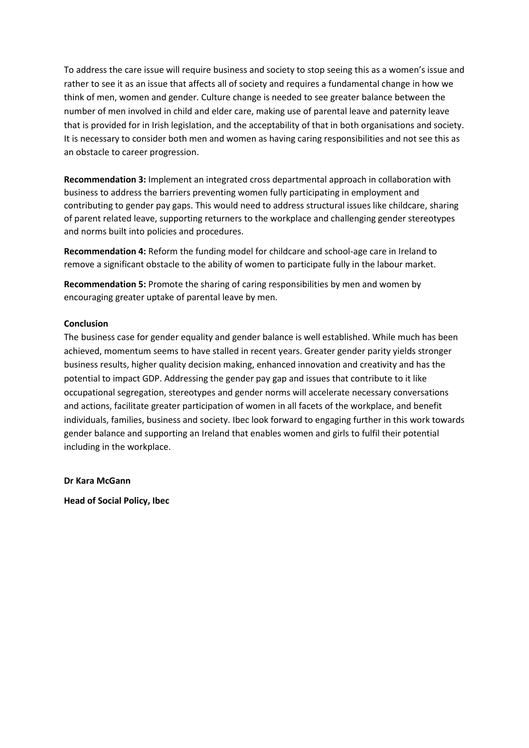To address the care issue will require business and society to stop seeing this as a women's issue and rather to see it as an issue that affects all of society and requires a fundamental change in how we think of men, women and gender. Culture change is needed to see greater balance between the number of men involved in child and elder care, making use of parental leave and paternity leave that is provided for in Irish legislation, and the acceptability of that in both organisations and society. It is necessary to consider both men and women as having caring responsibilities and not see this as an obstacle to career progression.

**Recommendation 3:** Implement an integrated cross departmental approach in collaboration with business to address the barriers preventing women fully participating in employment and contributing to gender pay gaps. This would need to address structural issues like childcare, sharing of parent related leave, supporting returners to the workplace and challenging gender stereotypes and norms built into policies and procedures.

**Recommendation 4:** Reform the funding model for childcare and school-age care in Ireland to remove a significant obstacle to the ability of women to participate fully in the labour market.

**Recommendation 5:** Promote the sharing of caring responsibilities by men and women by encouraging greater uptake of parental leave by men.

**Conclusion**

The business case for gender equality and gender balance is well established. While much has been achieved, momentum seems to have stalled in recent years. Greater gender parity yields stronger business results, higher quality decision making, enhanced innovation and creativity and has the potential to impact GDP. Addressing the gender pay gap and issues that contribute to it like occupational segregation, stereotypes and gender norms will accelerate necessary conversations and actions, facilitate greater participation of women in all facets of the workplace, and benefit individuals, families, business and society. Ibec look forward to engaging further in this work towards gender balance and supporting an Ireland that enables women and girls to fulfil their potential including in the workplace.

**Dr Kara McGann**

**Head of Social Policy, Ibec**